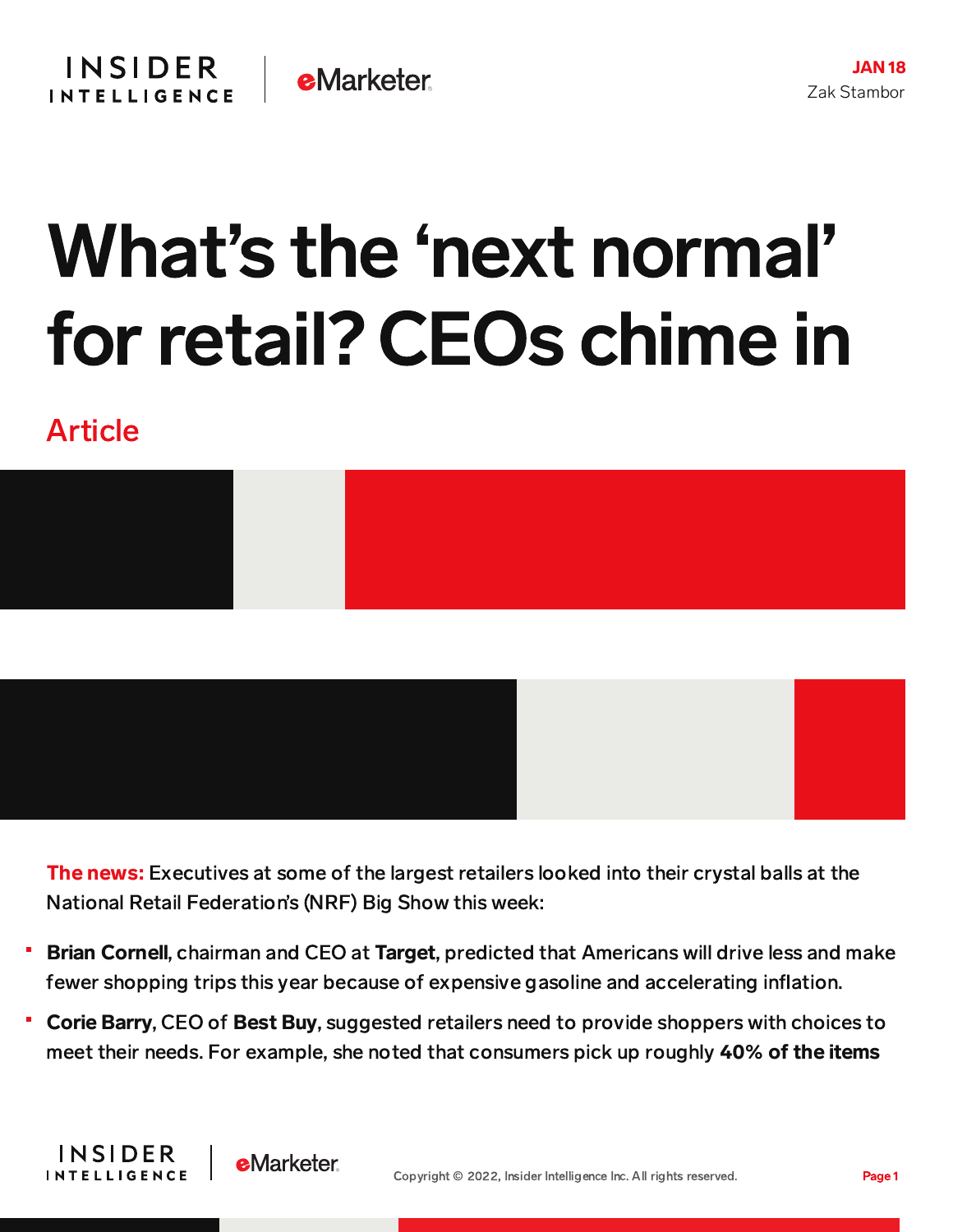JAN 18
Zak Stambor

# What's the 'next normal' for retail? CEOs chime in

Article

**The news:** Executives at some of the largest retailers looked into their crystal balls at the National Retail Federation's (NRF) Big Show this week:

- **Brian Cornell**, chairman and CEO at **Target**, predicted that Americans will drive less and make fewer shopping trips this year because of expensive gasoline and accelerating inflation.
- **Corie Barry**, CEO of **Best Buy**, suggested retailers need to provide shoppers with choices to meet their needs. For example, she noted that consumers pick up roughly **40% of the items**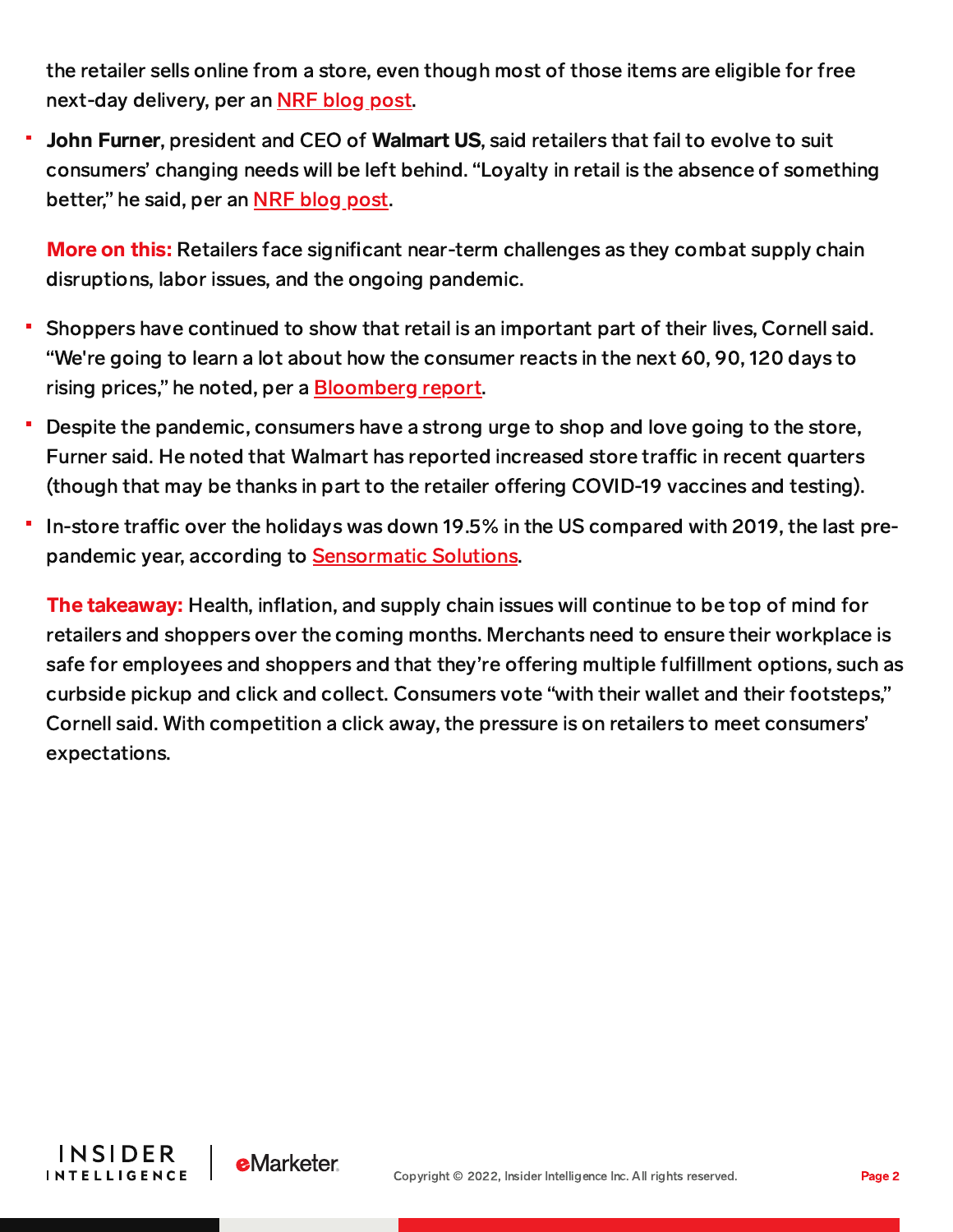the retailer sells online from a store, even though most of those items are eligible for free next-day delivery, per an NRF blog post.

- **John Furner**, president and CEO of **Walmart US**, said retailers that fail to evolve to suit consumers' changing needs will be left behind. "Loyalty in retail is the absence of something better," he said, per an NRF blog post.

**More on this:** Retailers face significant near-term challenges as they combat supply chain disruptions, labor issues, and the ongoing pandemic.

- Shoppers have continued to show that retail is an important part of their lives, Cornell said. "We're going to learn a lot about how the consumer reacts in the next 60, 90, 120 days to rising prices," he noted, per a Bloomberg report.
- Despite the pandemic, consumers have a strong urge to shop and love going to the store, Furner said. He noted that Walmart has reported increased store traffic in recent quarters (though that may be thanks in part to the retailer offering COVID-19 vaccines and testing).
- In-store traffic over the holidays was down 19.5% in the US compared with 2019, the last pre-pandemic year, according to Sensormatic Solutions.

**The takeaway:** Health, inflation, and supply chain issues will continue to be top of mind for retailers and shoppers over the coming months. Merchants need to ensure their workplace is safe for employees and shoppers and that they're offering multiple fulfillment options, such as curbside pickup and click and collect. Consumers vote "with their wallet and their footsteps," Cornell said. With competition a click away, the pressure is on retailers to meet consumers' expectations.